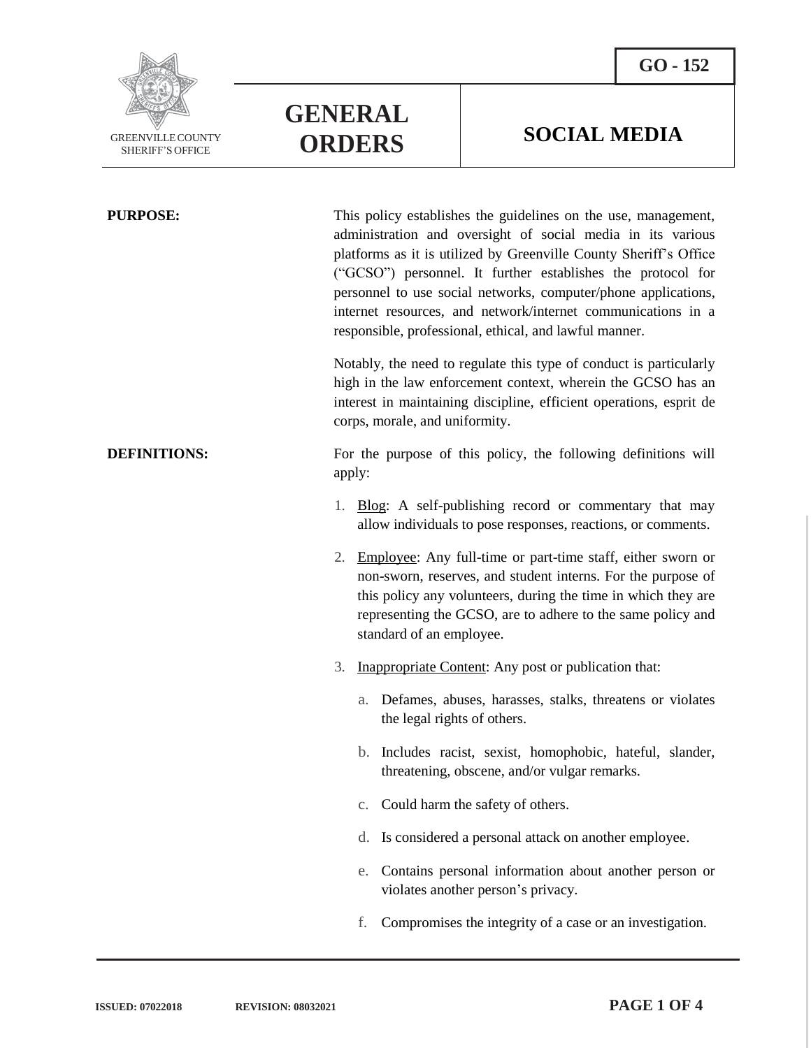GREENVILLE COUNTY SHERIFF'S OFFICE

# GENERAL ORDERS

## GO - 152

## SOCIAL MEDIA

**PURPOSE:**

This policy establishes the guidelines on the use, management, administration and oversight of social media in its various platforms as it is utilized by Greenville County Sheriff's Office ("GCSO") personnel. It further establishes the protocol for personnel to use social networks, computer/phone applications, internet resources, and network/internet communications in a responsible, professional, ethical, and lawful manner.

Notably, the need to regulate this type of conduct is particularly high in the law enforcement context, wherein the GCSO has an interest in maintaining discipline, efficient operations, esprit de corps, morale, and uniformity.

**DEFINITIONS:**

For the purpose of this policy, the following definitions will apply:

1. Blog: A self-publishing record or commentary that may allow individuals to pose responses, reactions, or comments.
2. Employee: Any full-time or part-time staff, either sworn or non-sworn, reserves, and student interns. For the purpose of this policy any volunteers, during the time in which they are representing the GCSO, are to adhere to the same policy and standard of an employee.
3. Inappropriate Content: Any post or publication that:
   a. Defames, abuses, harasses, stalks, threatens or violates the legal rights of others.
   b. Includes racist, sexist, homophobic, hateful, slander, threatening, obscene, and/or vulgar remarks.
   c. Could harm the safety of others.
   d. Is considered a personal attack on another employee.
   e. Contains personal information about another person or violates another person's privacy.
   f. Compromises the integrity of a case or an investigation.

ISSUED: 07022018 REVISION: 08032021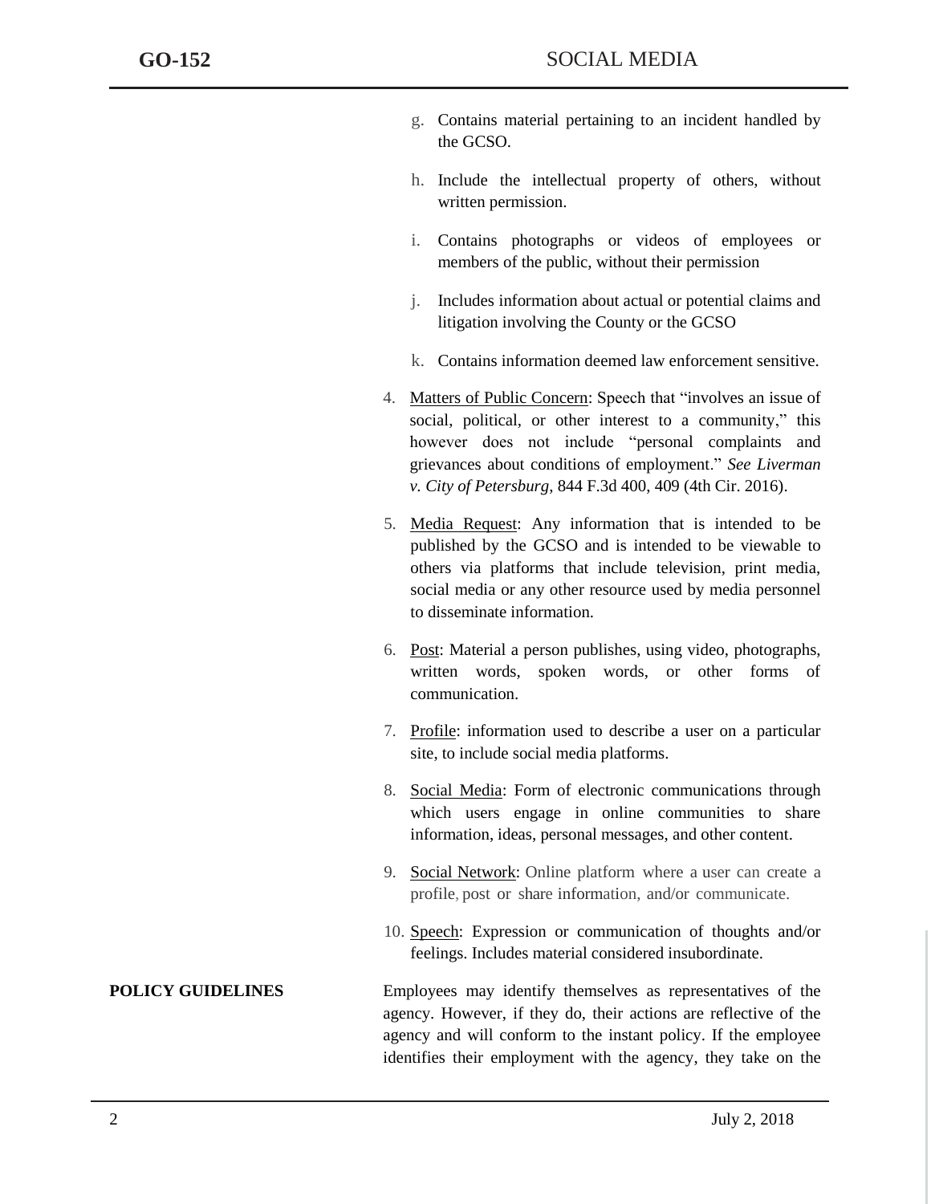g. Contains material pertaining to an incident handled by the GCSO.

h. Include the intellectual property of others, without written permission.

i. Contains photographs or videos of employees or members of the public, without their permission

j. Includes information about actual or potential claims and litigation involving the County or the GCSO

k. Contains information deemed law enforcement sensitive.

4. Matters of Public Concern: Speech that "involves an issue of social, political, or other interest to a community," this however does not include "personal complaints and grievances about conditions of employment." *See Liverman v. City of Petersburg*, 844 F.3d 400, 409 (4th Cir. 2016).

5. Media Request: Any information that is intended to be published by the GCSO and is intended to be viewable to others via platforms that include television, print media, social media or any other resource used by media personnel to disseminate information.

6. Post: Material a person publishes, using video, photographs, written words, spoken words, or other forms of communication.

7. Profile: information used to describe a user on a particular site, to include social media platforms.

8. Social Media: Form of electronic communications through which users engage in online communities to share information, ideas, personal messages, and other content.

9. Social Network: Online platform where a user can create a profile, post or share information, and/or communicate.

10. Speech: Expression or communication of thoughts and/or feelings. Includes material considered insubordinate.

**POLICY GUIDELINES**

Employees may identify themselves as representatives of the agency. However, if they do, their actions are reflective of the agency and will conform to the instant policy. If the employee identifies their employment with the agency, they take on the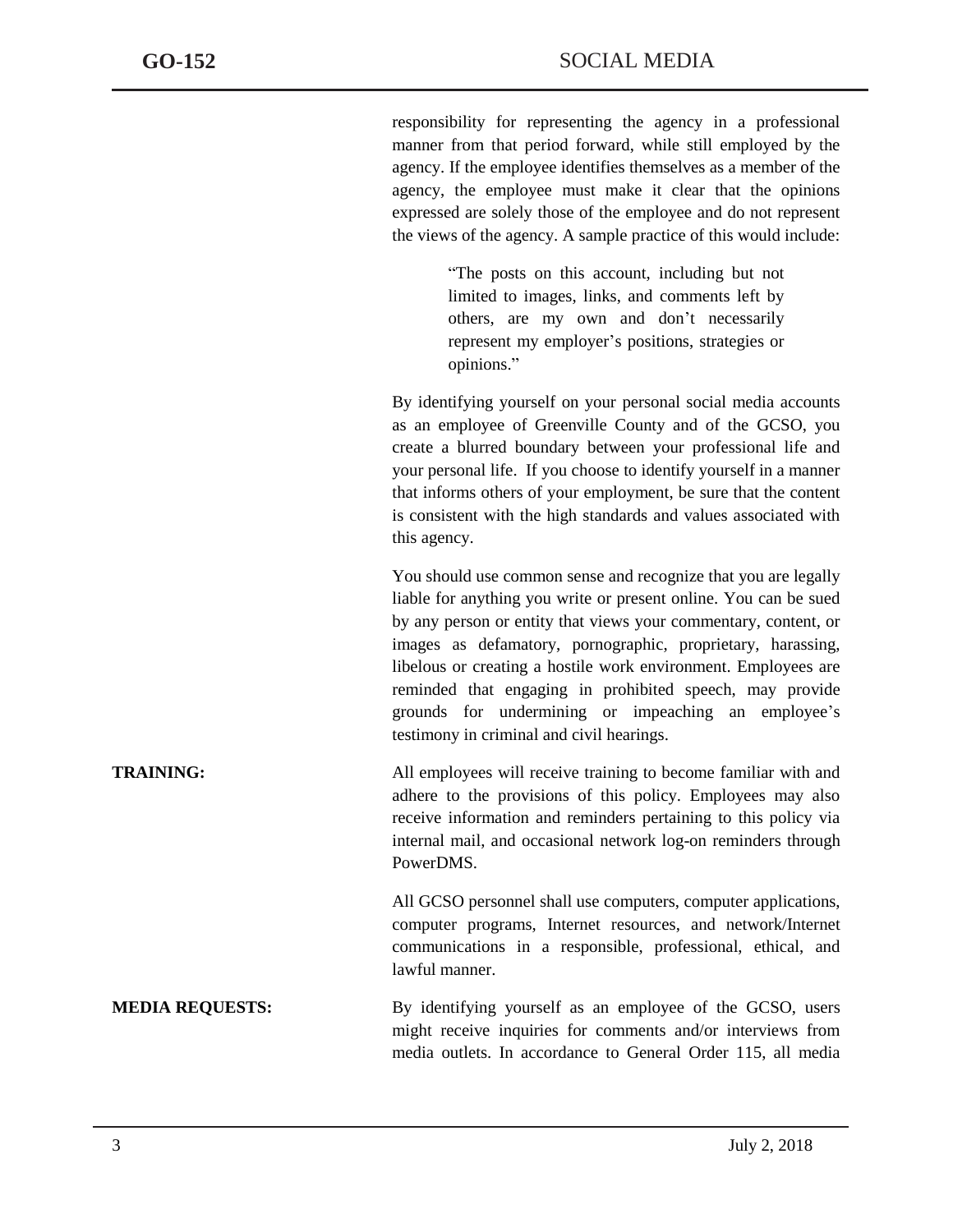responsibility for representing the agency in a professional manner from that period forward, while still employed by the agency. If the employee identifies themselves as a member of the agency, the employee must make it clear that the opinions expressed are solely those of the employee and do not represent the views of the agency. A sample practice of this would include:

> "The posts on this account, including but not limited to images, links, and comments left by others, are my own and don't necessarily represent my employer's positions, strategies or opinions."

By identifying yourself on your personal social media accounts as an employee of Greenville County and of the GCSO, you create a blurred boundary between your professional life and your personal life. If you choose to identify yourself in a manner that informs others of your employment, be sure that the content is consistent with the high standards and values associated with this agency.

You should use common sense and recognize that you are legally liable for anything you write or present online. You can be sued by any person or entity that views your commentary, content, or images as defamatory, pornographic, proprietary, harassing, libelous or creating a hostile work environment. Employees are reminded that engaging in prohibited speech, may provide grounds for undermining or impeaching an employee's testimony in criminal and civil hearings.

**TRAINING:**

All employees will receive training to become familiar with and adhere to the provisions of this policy. Employees may also receive information and reminders pertaining to this policy via internal mail, and occasional network log-on reminders through PowerDMS.

All GCSO personnel shall use computers, computer applications, computer programs, Internet resources, and network/Internet communications in a responsible, professional, ethical, and lawful manner.

**MEDIA REQUESTS:**

By identifying yourself as an employee of the GCSO, users might receive inquiries for comments and/or interviews from media outlets. In accordance to General Order 115, all media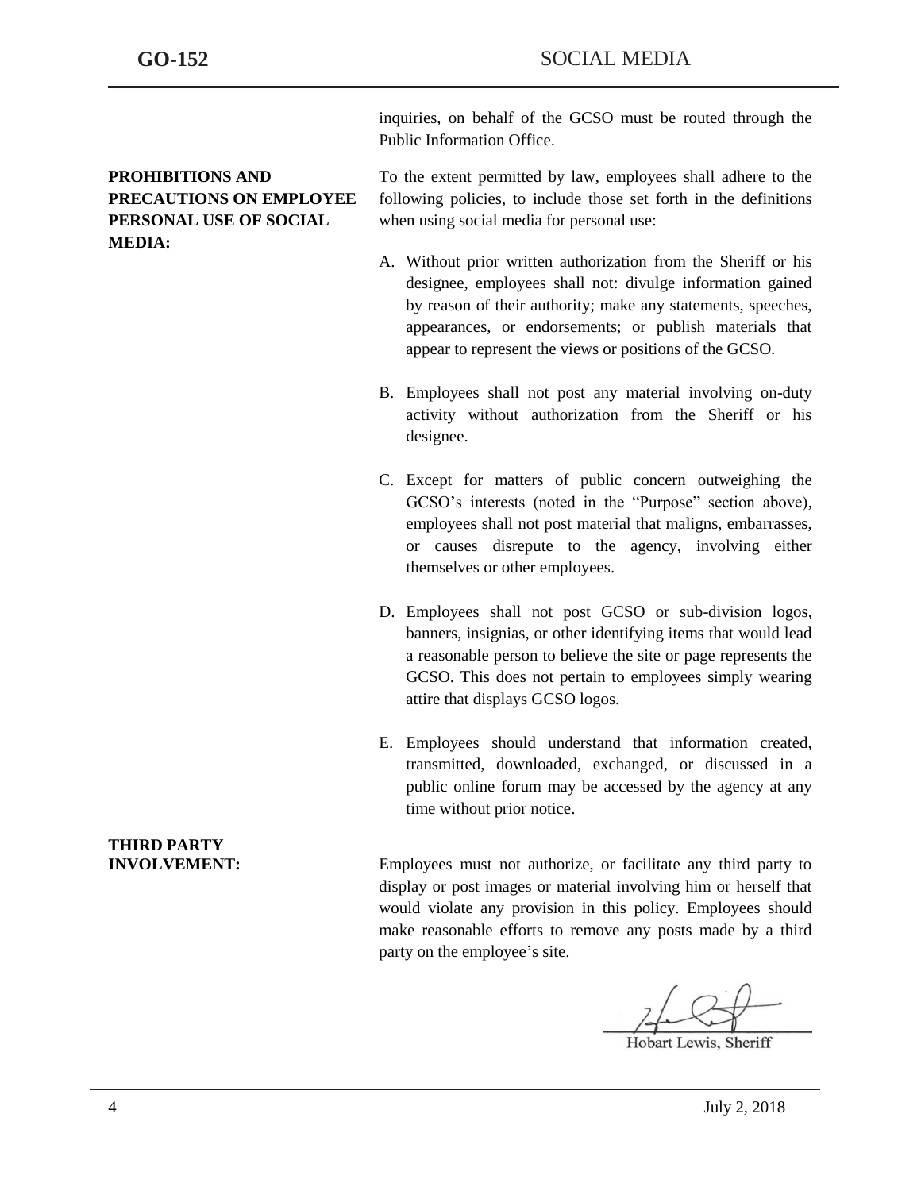inquiries, on behalf of the GCSO must be routed through the Public Information Office.

**PROHIBITIONS AND PRECAUTIONS ON EMPLOYEE PERSONAL USE OF SOCIAL MEDIA:**

To the extent permitted by law, employees shall adhere to the following policies, to include those set forth in the definitions when using social media for personal use:

A. Without prior written authorization from the Sheriff or his designee, employees shall not: divulge information gained by reason of their authority; make any statements, speeches, appearances, or endorsements; or publish materials that appear to represent the views or positions of the GCSO.

B. Employees shall not post any material involving on-duty activity without authorization from the Sheriff or his designee.

C. Except for matters of public concern outweighing the GCSO's interests (noted in the "Purpose" section above), employees shall not post material that maligns, embarrasses, or causes disrepute to the agency, involving either themselves or other employees.

D. Employees shall not post GCSO or sub-division logos, banners, insignias, or other identifying items that would lead a reasonable person to believe the site or page represents the GCSO. This does not pertain to employees simply wearing attire that displays GCSO logos.

E. Employees should understand that information created, transmitted, downloaded, exchanged, or discussed in a public online forum may be accessed by the agency at any time without prior notice.

**THIRD PARTY INVOLVEMENT:**

Employees must not authorize, or facilitate any third party to display or post images or material involving him or herself that would violate any provision in this policy. Employees should make reasonable efforts to remove any posts made by a third party on the employee's site.

Hobart Lewis, Sheriff

July 2, 2018